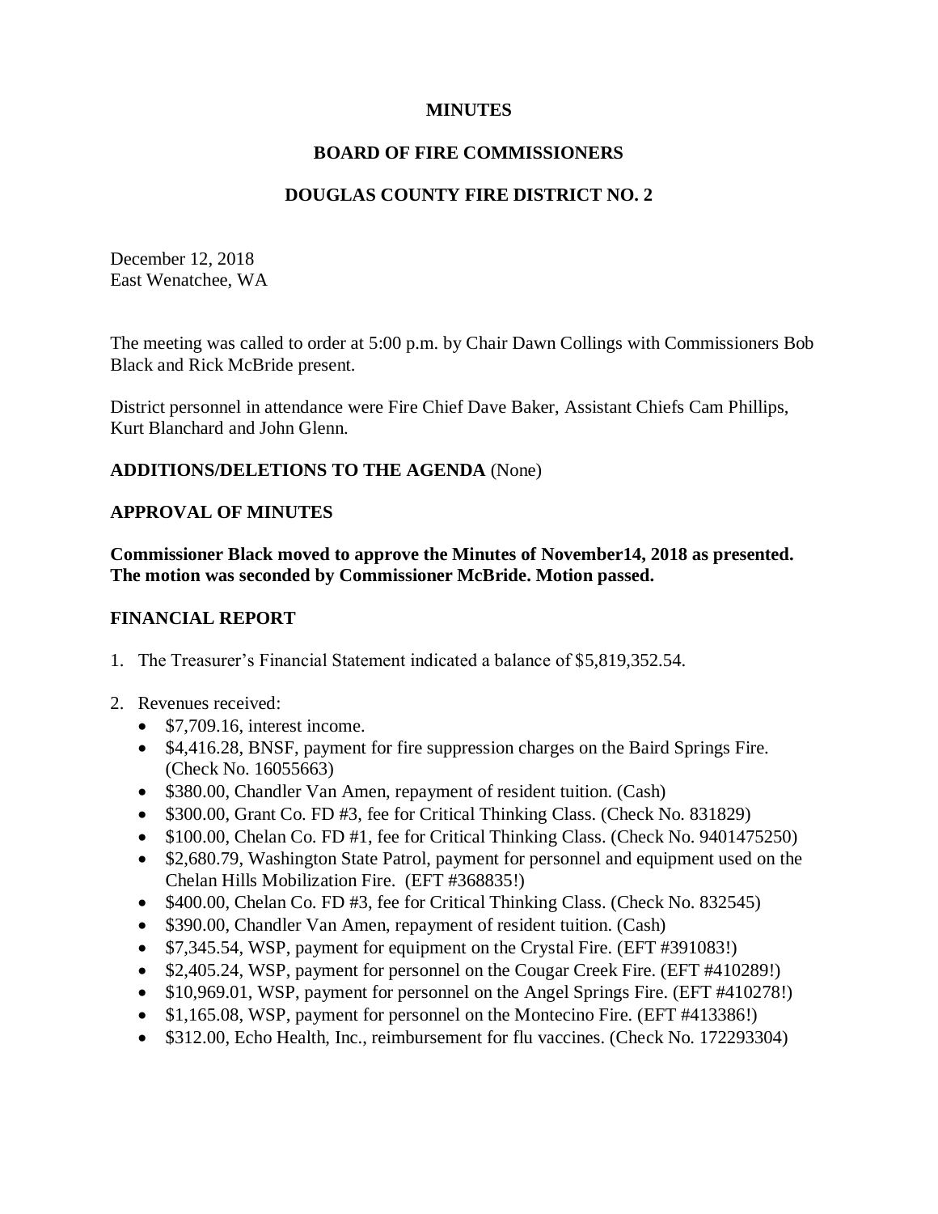**MINUTES**

**BOARD OF FIRE COMMISSIONERS**

**DOUGLAS COUNTY FIRE DISTRICT NO. 2**

December 12, 2018
East Wenatchee, WA

The meeting was called to order at 5:00 p.m. by Chair Dawn Collings with Commissioners Bob Black and Rick McBride present.

District personnel in attendance were Fire Chief Dave Baker, Assistant Chiefs Cam Phillips, Kurt Blanchard and John Glenn.

**ADDITIONS/DELETIONS TO THE AGENDA** (None)

**APPROVAL OF MINUTES**

**Commissioner Black moved to approve the Minutes of November14, 2018 as presented. The motion was seconded by Commissioner McBride. Motion passed.**

**FINANCIAL REPORT**

1. The Treasurer's Financial Statement indicated a balance of $5,819,352.54.

2. Revenues received:
   - $7,709.16, interest income.
   - $4,416.28, BNSF, payment for fire suppression charges on the Baird Springs Fire. (Check No. 16055663)
   - $380.00, Chandler Van Amen, repayment of resident tuition. (Cash)
   - $300.00, Grant Co. FD #3, fee for Critical Thinking Class. (Check No. 831829)
   - $100.00, Chelan Co. FD #1, fee for Critical Thinking Class. (Check No. 9401475250)
   - $2,680.79, Washington State Patrol, payment for personnel and equipment used on the Chelan Hills Mobilization Fire. (EFT #368835!)
   - $400.00, Chelan Co. FD #3, fee for Critical Thinking Class. (Check No. 832545)
   - $390.00, Chandler Van Amen, repayment of resident tuition. (Cash)
   - $7,345.54, WSP, payment for equipment on the Crystal Fire. (EFT #391083!)
   - $2,405.24, WSP, payment for personnel on the Cougar Creek Fire. (EFT #410289!)
   - $10,969.01, WSP, payment for personnel on the Angel Springs Fire. (EFT #410278!)
   - $1,165.08, WSP, payment for personnel on the Montecino Fire. (EFT #413386!)
   - $312.00, Echo Health, Inc., reimbursement for flu vaccines. (Check No. 172293304)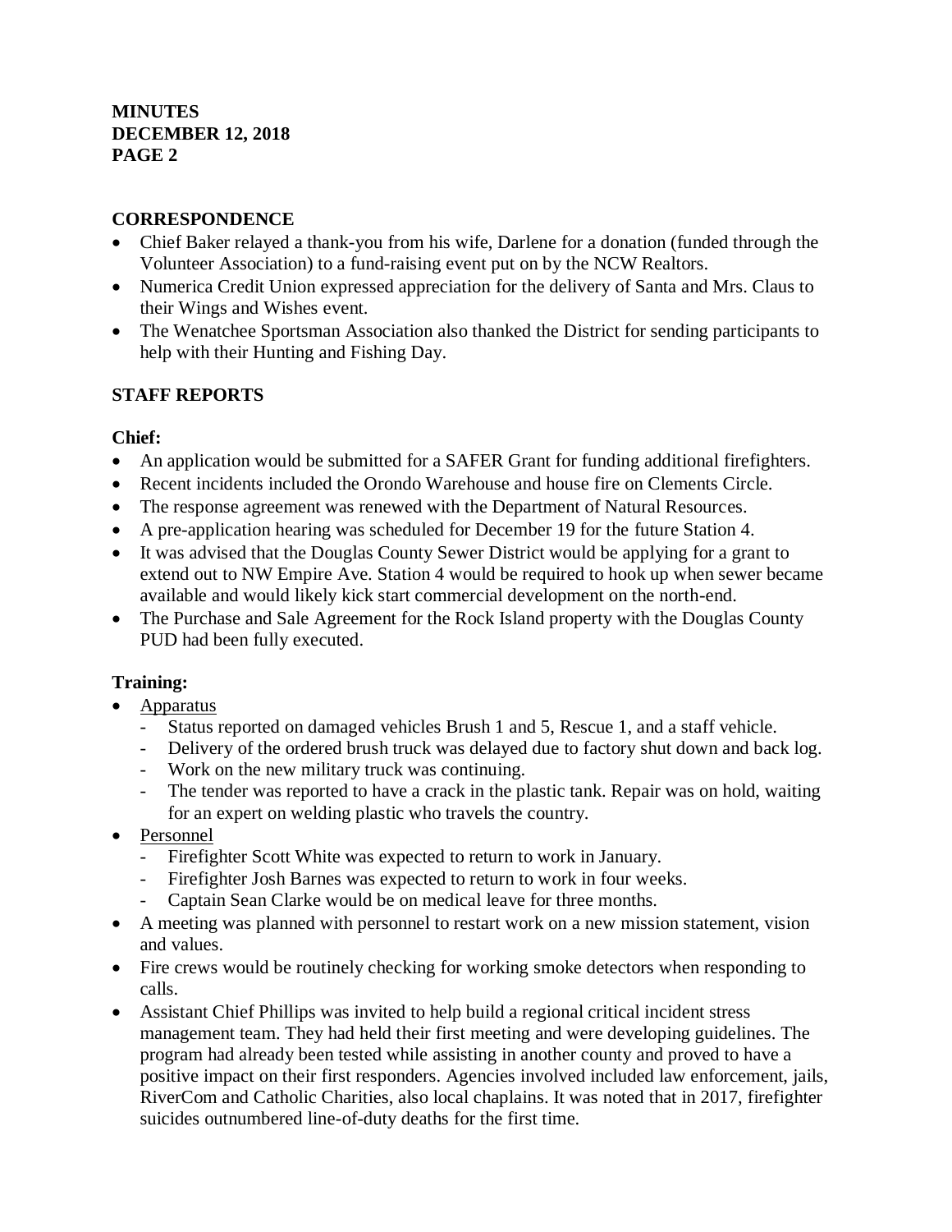**CORRESPONDENCE**

- Chief Baker relayed a thank-you from his wife, Darlene for a donation (funded through the Volunteer Association) to a fund-raising event put on by the NCW Realtors.
- Numerica Credit Union expressed appreciation for the delivery of Santa and Mrs. Claus to their Wings and Wishes event.
- The Wenatchee Sportsman Association also thanked the District for sending participants to help with their Hunting and Fishing Day.

**STAFF REPORTS**

**Chief:**

- An application would be submitted for a SAFER Grant for funding additional firefighters.
- Recent incidents included the Orondo Warehouse and house fire on Clements Circle.
- The response agreement was renewed with the Department of Natural Resources.
- A pre-application hearing was scheduled for December 19 for the future Station 4.
- It was advised that the Douglas County Sewer District would be applying for a grant to extend out to NW Empire Ave. Station 4 would be required to hook up when sewer became available and would likely kick start commercial development on the north-end.
- The Purchase and Sale Agreement for the Rock Island property with the Douglas County PUD had been fully executed.

**Training:**

- Apparatus
  - Status reported on damaged vehicles Brush 1 and 5, Rescue 1, and a staff vehicle.
  - Delivery of the ordered brush truck was delayed due to factory shut down and back log.
  - Work on the new military truck was continuing.
  - The tender was reported to have a crack in the plastic tank. Repair was on hold, waiting for an expert on welding plastic who travels the country.
- Personnel
  - Firefighter Scott White was expected to return to work in January.
  - Firefighter Josh Barnes was expected to return to work in four weeks.
  - Captain Sean Clarke would be on medical leave for three months.
- A meeting was planned with personnel to restart work on a new mission statement, vision and values.
- Fire crews would be routinely checking for working smoke detectors when responding to calls.
- Assistant Chief Phillips was invited to help build a regional critical incident stress management team. They had held their first meeting and were developing guidelines. The program had already been tested while assisting in another county and proved to have a positive impact on their first responders. Agencies involved included law enforcement, jails, RiverCom and Catholic Charities, also local chaplains. It was noted that in 2017, firefighter suicides outnumbered line-of-duty deaths for the first time.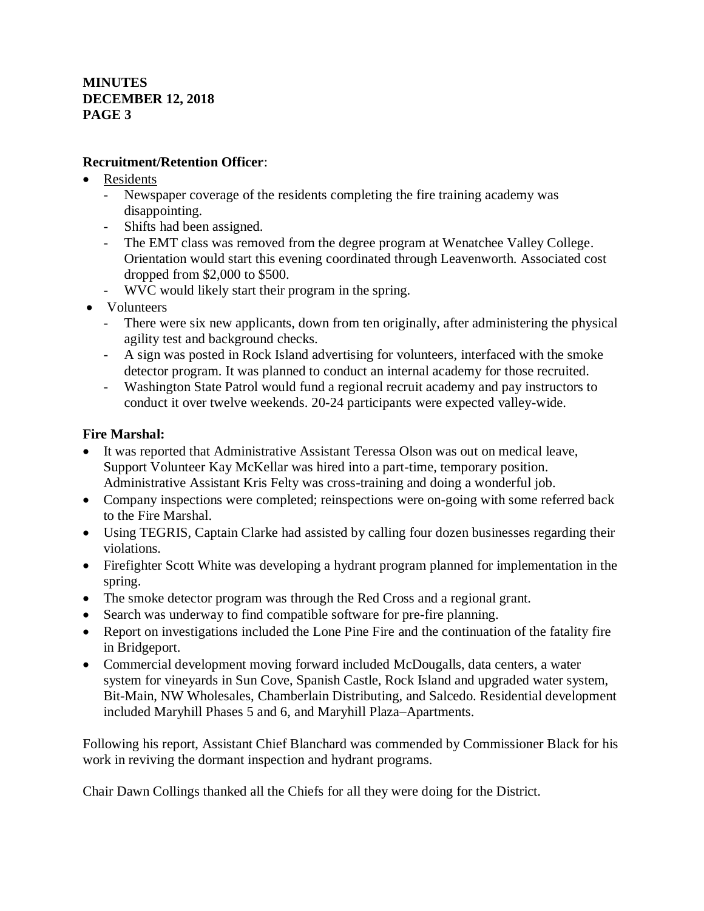**Recruitment/Retention Officer**:

- Residents
  - Newspaper coverage of the residents completing the fire training academy was disappointing.
  - Shifts had been assigned.
  - The EMT class was removed from the degree program at Wenatchee Valley College. Orientation would start this evening coordinated through Leavenworth. Associated cost dropped from $2,000 to $500.
  - WVC would likely start their program in the spring.
- Volunteers
  - There were six new applicants, down from ten originally, after administering the physical agility test and background checks.
  - A sign was posted in Rock Island advertising for volunteers, interfaced with the smoke detector program. It was planned to conduct an internal academy for those recruited.
  - Washington State Patrol would fund a regional recruit academy and pay instructors to conduct it over twelve weekends. 20-24 participants were expected valley-wide.

**Fire Marshal:**

- It was reported that Administrative Assistant Teressa Olson was out on medical leave, Support Volunteer Kay McKellar was hired into a part-time, temporary position. Administrative Assistant Kris Felty was cross-training and doing a wonderful job.
- Company inspections were completed; reinspections were on-going with some referred back to the Fire Marshal.
- Using TEGRIS, Captain Clarke had assisted by calling four dozen businesses regarding their violations.
- Firefighter Scott White was developing a hydrant program planned for implementation in the spring.
- The smoke detector program was through the Red Cross and a regional grant.
- Search was underway to find compatible software for pre-fire planning.
- Report on investigations included the Lone Pine Fire and the continuation of the fatality fire in Bridgeport.
- Commercial development moving forward included McDougalls, data centers, a water system for vineyards in Sun Cove, Spanish Castle, Rock Island and upgraded water system, Bit-Main, NW Wholesales, Chamberlain Distributing, and Salcedo. Residential development included Maryhill Phases 5 and 6, and Maryhill Plaza–Apartments.

Following his report, Assistant Chief Blanchard was commended by Commissioner Black for his work in reviving the dormant inspection and hydrant programs.

Chair Dawn Collings thanked all the Chiefs for all they were doing for the District.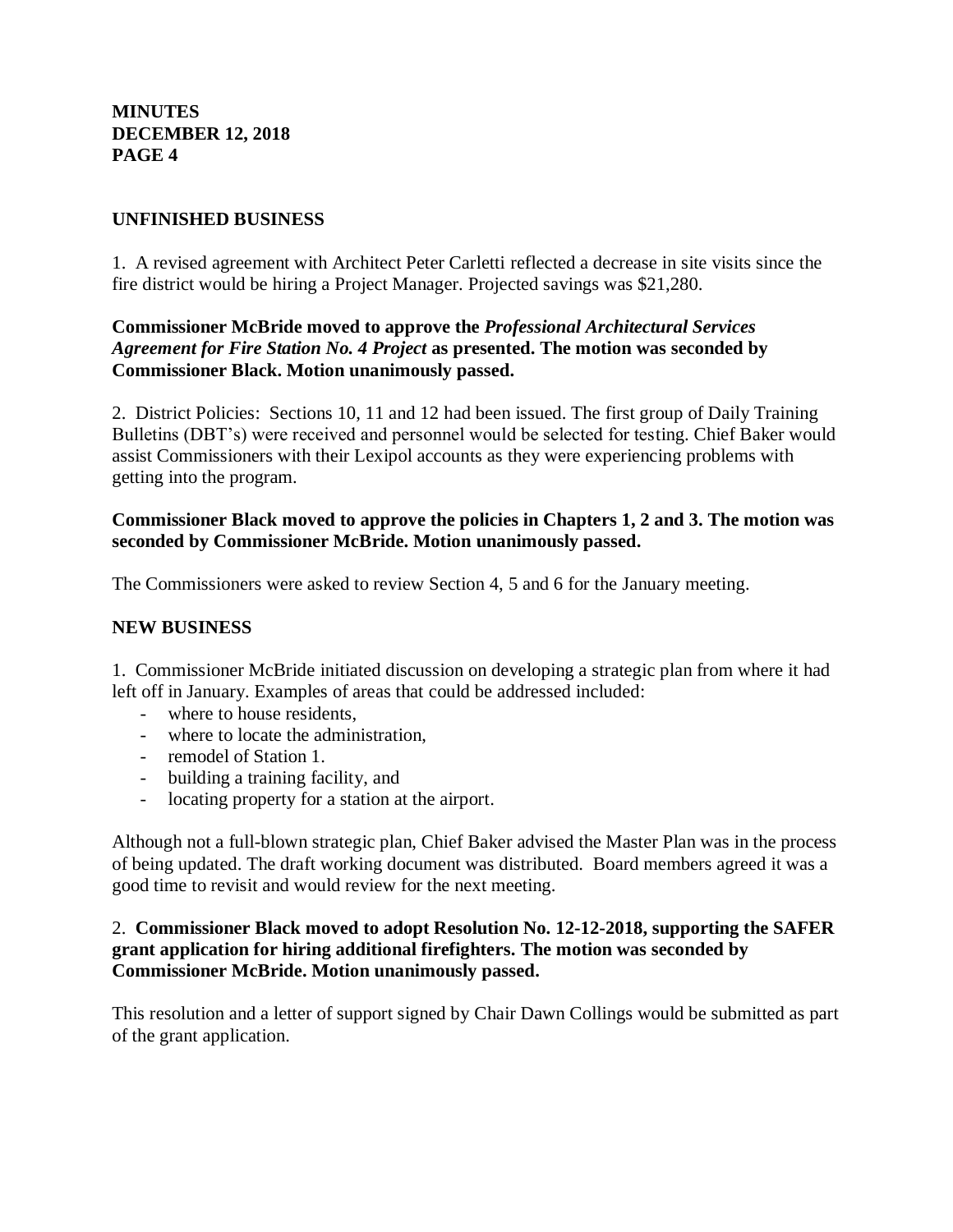**MINUTES**
**DECEMBER 12, 2018**
**PAGE 4**

## UNFINISHED BUSINESS

1. A revised agreement with Architect Peter Carletti reflected a decrease in site visits since the fire district would be hiring a Project Manager. Projected savings was $21,280.

**Commissioner McBride moved to approve the *Professional Architectural Services Agreement for Fire Station No. 4 Project* as presented. The motion was seconded by Commissioner Black. Motion unanimously passed.**

2. District Policies: Sections 10, 11 and 12 had been issued. The first group of Daily Training Bulletins (DBT's) were received and personnel would be selected for testing. Chief Baker would assist Commissioners with their Lexipol accounts as they were experiencing problems with getting into the program.

**Commissioner Black moved to approve the policies in Chapters 1, 2 and 3. The motion was seconded by Commissioner McBride. Motion unanimously passed.**

The Commissioners were asked to review Section 4, 5 and 6 for the January meeting.

## NEW BUSINESS

1. Commissioner McBride initiated discussion on developing a strategic plan from where it had left off in January. Examples of areas that could be addressed included:

- where to house residents,
- where to locate the administration,
- remodel of Station 1.
- building a training facility, and
- locating property for a station at the airport.

Although not a full-blown strategic plan, Chief Baker advised the Master Plan was in the process of being updated. The draft working document was distributed. Board members agreed it was a good time to revisit and would review for the next meeting.

2. **Commissioner Black moved to adopt Resolution No. 12-12-2018, supporting the SAFER grant application for hiring additional firefighters. The motion was seconded by Commissioner McBride. Motion unanimously passed.**

This resolution and a letter of support signed by Chair Dawn Collings would be submitted as part of the grant application.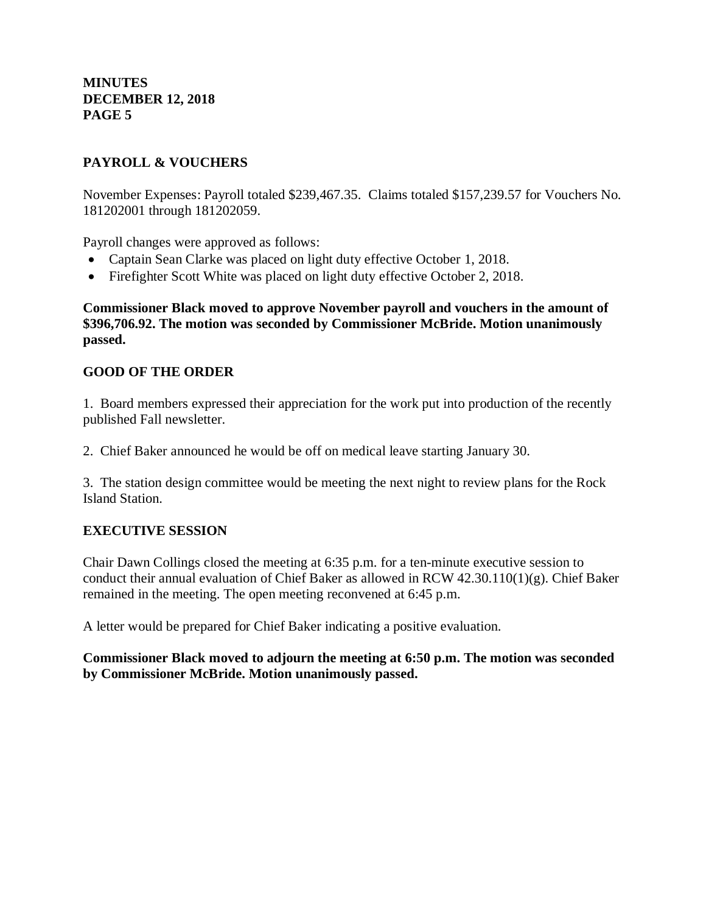## PAYROLL & VOUCHERS

November Expenses: Payroll totaled $239,467.35. Claims totaled $157,239.57 for Vouchers No. 181202001 through 181202059.

Payroll changes were approved as follows:

- Captain Sean Clarke was placed on light duty effective October 1, 2018.
- Firefighter Scott White was placed on light duty effective October 2, 2018.

**Commissioner Black moved to approve November payroll and vouchers in the amount of $396,706.92. The motion was seconded by Commissioner McBride. Motion unanimously passed.**

## GOOD OF THE ORDER

1. Board members expressed their appreciation for the work put into production of the recently published Fall newsletter.

2. Chief Baker announced he would be off on medical leave starting January 30.

3. The station design committee would be meeting the next night to review plans for the Rock Island Station.

## EXECUTIVE SESSION

Chair Dawn Collings closed the meeting at 6:35 p.m. for a ten-minute executive session to conduct their annual evaluation of Chief Baker as allowed in RCW 42.30.110(1)(g). Chief Baker remained in the meeting. The open meeting reconvened at 6:45 p.m.

A letter would be prepared for Chief Baker indicating a positive evaluation.

**Commissioner Black moved to adjourn the meeting at 6:50 p.m. The motion was seconded by Commissioner McBride. Motion unanimously passed.**